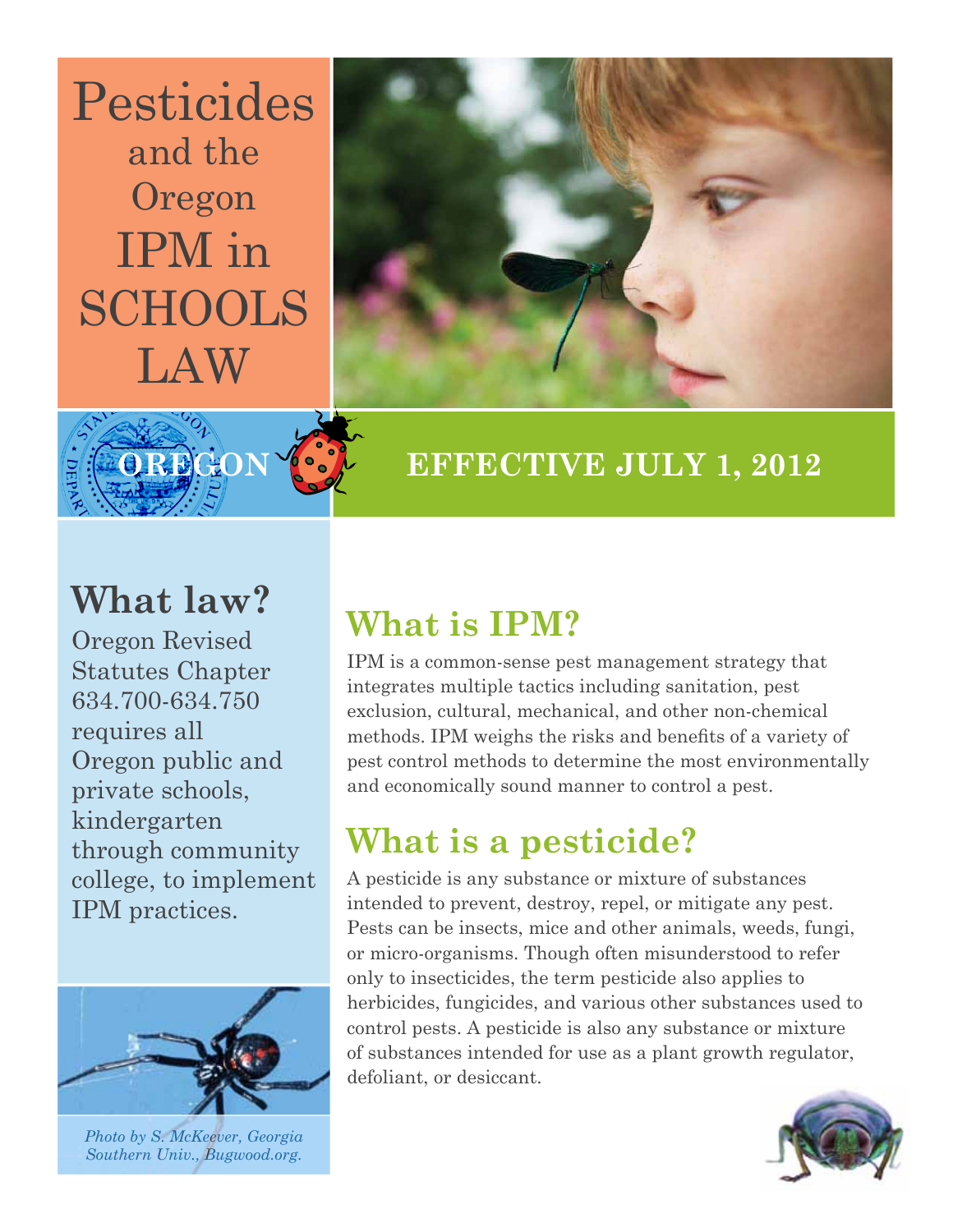# Pesticides and the Oregon IPM in SCHOOLS LAW

OREGON

**EFFECTIVE JULY 1, 2012**

## What law?

Oregon Revised Statutes Chapter 634.700-634.750 requires all Oregon public and private schools, kindergarten through community college, to implement IPM practices.

*Photo by S. McKeever, Georgia Southern Univ., Bugwood.org.*

## What is IPM?

IPM is a common-sense pest management strategy that integrates multiple tactics including sanitation, pest exclusion, cultural, mechanical, and other non-chemical methods. IPM weighs the risks and benefits of a variety of pest control methods to determine the most environmentally and economically sound manner to control a pest.

## What is a pesticide?

A pesticide is any substance or mixture of substances intended to prevent, destroy, repel, or mitigate any pest. Pests can be insects, mice and other animals, weeds, fungi, or micro-organisms. Though often misunderstood to refer only to insecticides, the term pesticide also applies to herbicides, fungicides, and various other substances used to control pests. A pesticide is also any substance or mixture of substances intended for use as a plant growth regulator, defoliant, or desiccant.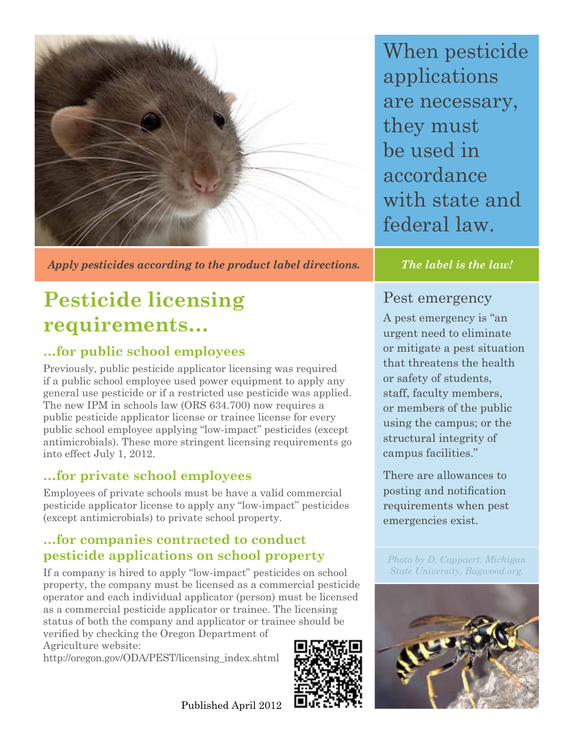When pesticide applications are necessary, they must be used in accordance with state and federal law.

*Apply pesticides according to the product label directions.*

*The label is the law!*

# Pesticide licensing requirements...

## ...for public school employees

Previously, public pesticide applicator licensing was required if a public school employee used power equipment to apply any general use pesticide or if a restricted use pesticide was applied. The new IPM in schools law (ORS 634.700) now requires a public pesticide applicator license or trainee license for every public school employee applying "low-impact" pesticides (except antimicrobials). These more stringent licensing requirements go into effect July 1, 2012.

## ...for private school employees

Employees of private schools must be have a valid commercial pesticide applicator license to apply any "low-impact" pesticides (except antimicrobials) to private school property.

## ...for companies contracted to conduct pesticide applications on school property

If a company is hired to apply "low-impact" pesticides on school property, the company must be licensed as a commercial pesticide operator and each individual applicator (person) must be licensed as a commercial pesticide applicator or trainee. The licensing status of both the company and applicator or trainee should be verified by checking the Oregon Department of Agriculture website:
http://oregon.gov/ODA/PEST/licensing_index.shtml

Published April 2012

## Pest emergency

A pest emergency is "an urgent need to eliminate or mitigate a pest situation that threatens the health or safety of students, staff, faculty members, or members of the public using the campus; or the structural integrity of campus facilities."

There are allowances to posting and notification requirements when pest emergencies exist.

*Photo by D. Cappaert. Michigan State University, Bugwood.org.*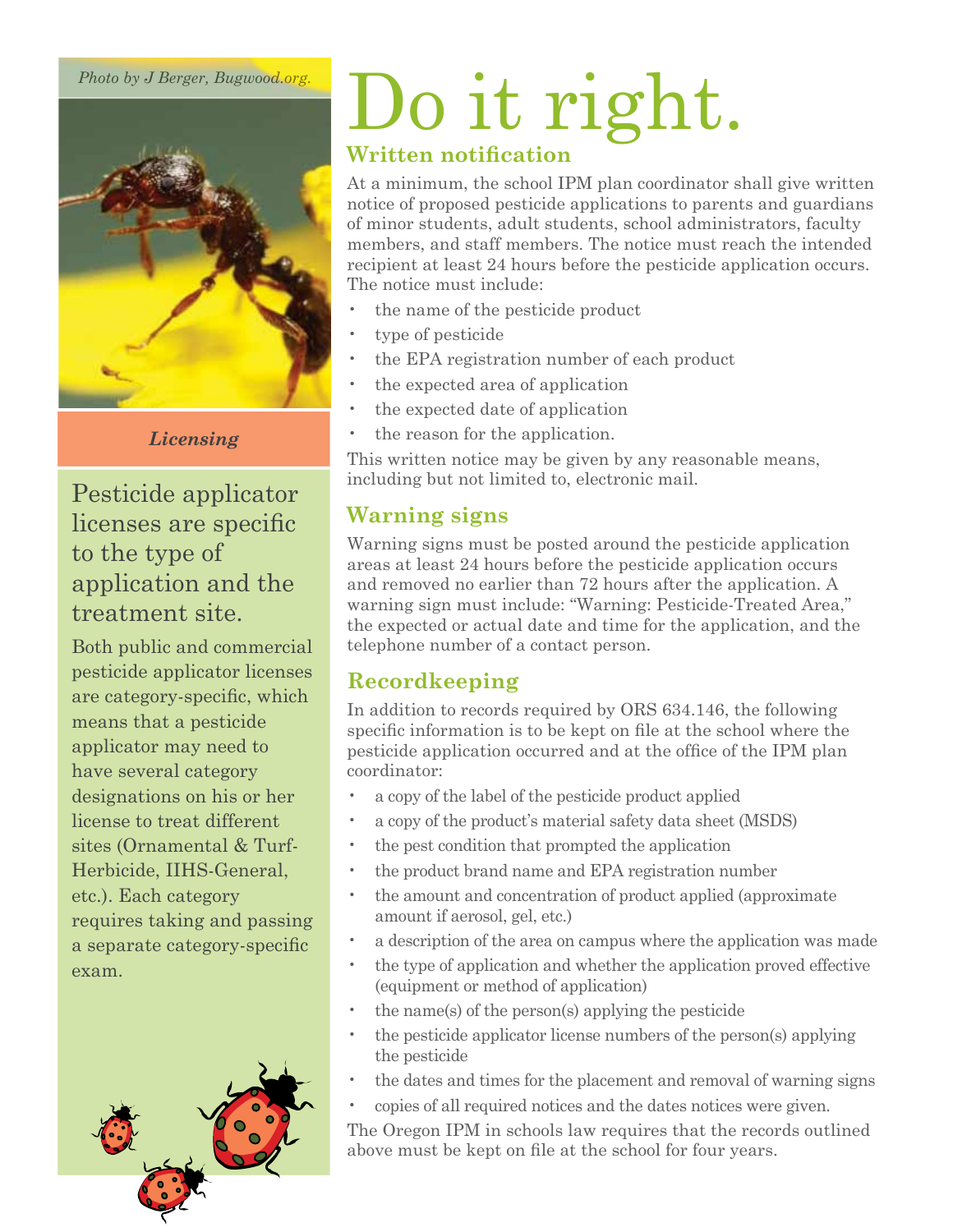Photo by J Berger, Bugwood.org.

*Licensing*

## Pesticide applicator licenses are specific to the type of application and the treatment site.

Both public and commercial pesticide applicator licenses are category-specific, which means that a pesticide applicator may need to have several category designations on his or her license to treat different sites (Ornamental & Turf-Herbicide, IIHS-General, etc.). Each category requires taking and passing a separate category-specific exam.

# Do it right.

## Written notification

At a minimum, the school IPM plan coordinator shall give written notice of proposed pesticide applications to parents and guardians of minor students, adult students, school administrators, faculty members, and staff members. The notice must reach the intended recipient at least 24 hours before the pesticide application occurs. The notice must include:

- the name of the pesticide product
- type of pesticide
- the EPA registration number of each product
- the expected area of application
- the expected date of application
- the reason for the application.

This written notice may be given by any reasonable means, including but not limited to, electronic mail.

## Warning signs

Warning signs must be posted around the pesticide application areas at least 24 hours before the pesticide application occurs and removed no earlier than 72 hours after the application. A warning sign must include: "Warning: Pesticide-Treated Area," the expected or actual date and time for the application, and the telephone number of a contact person.

## Recordkeeping

In addition to records required by ORS 634.146, the following specific information is to be kept on file at the school where the pesticide application occurred and at the office of the IPM plan coordinator:

- a copy of the label of the pesticide product applied
- a copy of the product's material safety data sheet (MSDS)
- the pest condition that prompted the application
- the product brand name and EPA registration number
- the amount and concentration of product applied (approximate amount if aerosol, gel, etc.)
- a description of the area on campus where the application was made
- the type of application and whether the application proved effective (equipment or method of application)
- the name(s) of the person(s) applying the pesticide
- the pesticide applicator license numbers of the person(s) applying the pesticide
- the dates and times for the placement and removal of warning signs
- copies of all required notices and the dates notices were given.

The Oregon IPM in schools law requires that the records outlined above must be kept on file at the school for four years.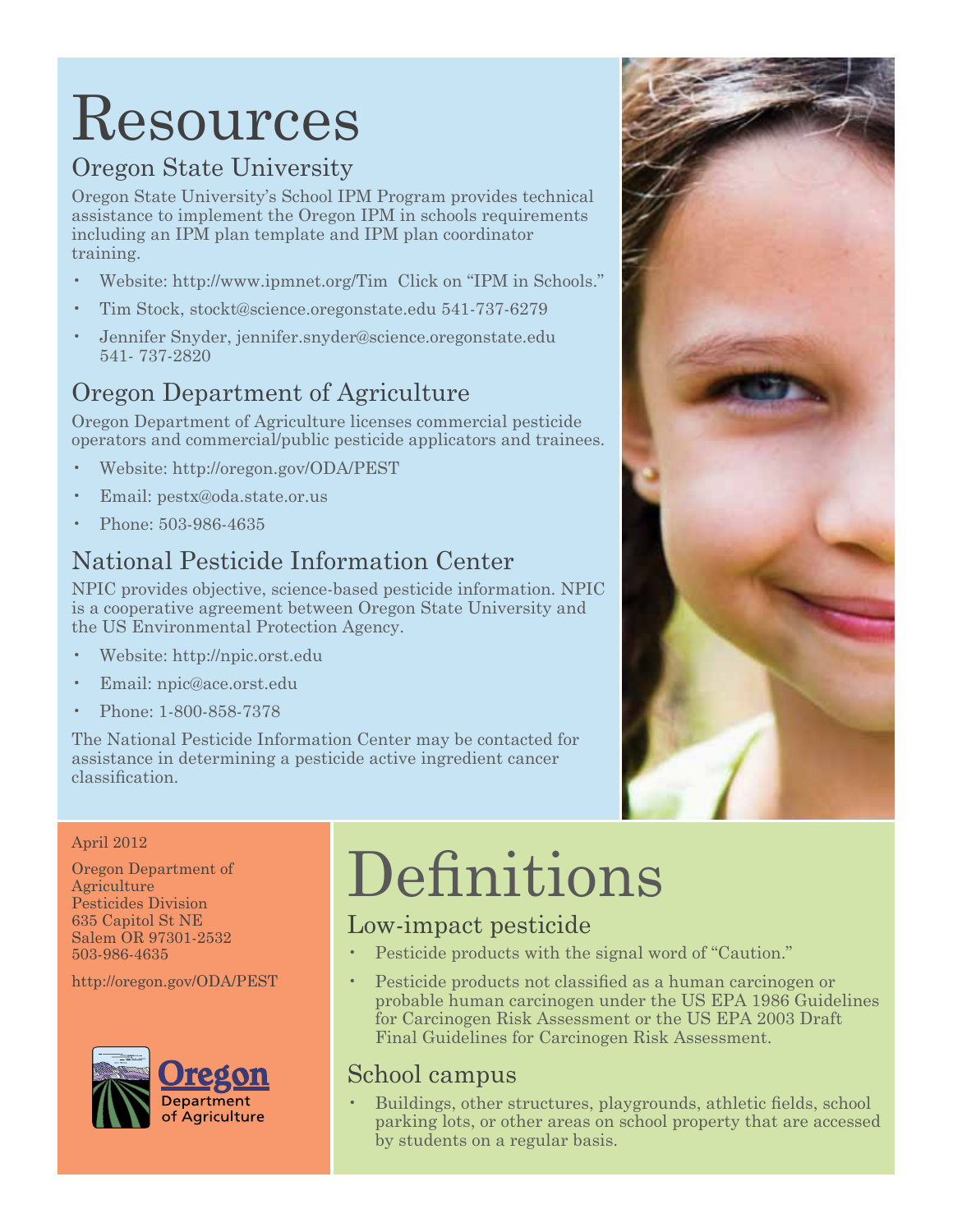# Resources

## Oregon State University

Oregon State University's School IPM Program provides technical assistance to implement the Oregon IPM in schools requirements including an IPM plan template and IPM plan coordinator training.

- Website: http://www.ipmnet.org/Tim Click on "IPM in Schools."
- Tim Stock, stockt@science.oregonstate.edu 541-737-6279
- Jennifer Snyder, jennifer.snyder@science.oregonstate.edu 541- 737-2820

## Oregon Department of Agriculture

Oregon Department of Agriculture licenses commercial pesticide operators and commercial/public pesticide applicators and trainees.

- Website: http://oregon.gov/ODA/PEST
- Email: pestx@oda.state.or.us
- Phone: 503-986-4635

## National Pesticide Information Center

NPIC provides objective, science-based pesticide information. NPIC is a cooperative agreement between Oregon State University and the US Environmental Protection Agency.

- Website: http://npic.orst.edu
- Email: npic@ace.orst.edu
- Phone: 1-800-858-7378

The National Pesticide Information Center may be contacted for assistance in determining a pesticide active ingredient cancer classification.

April 2012

Oregon Department of Agriculture
Pesticides Division
635 Capitol St NE
Salem OR 97301-2532
503-986-4635

http://oregon.gov/ODA/PEST

Oregon Department of Agriculture

# Definitions

## Low-impact pesticide

- Pesticide products with the signal word of "Caution."
- Pesticide products not classified as a human carcinogen or probable human carcinogen under the US EPA 1986 Guidelines for Carcinogen Risk Assessment or the US EPA 2003 Draft Final Guidelines for Carcinogen Risk Assessment.

## School campus

- Buildings, other structures, playgrounds, athletic fields, school parking lots, or other areas on school property that are accessed by students on a regular basis.